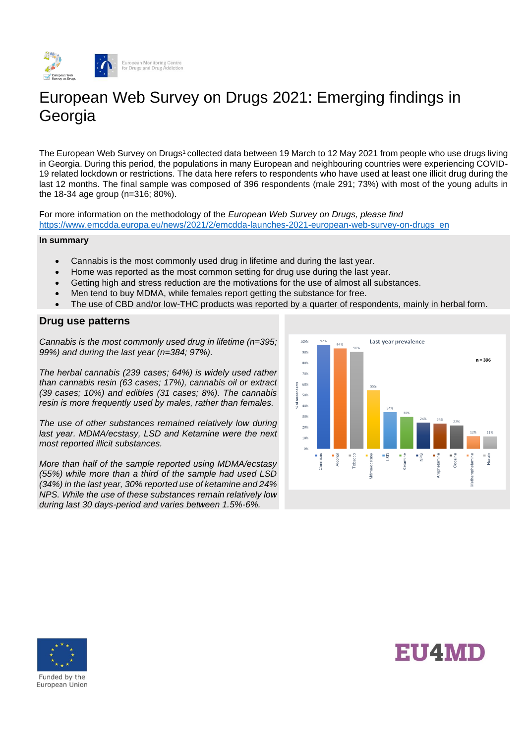# European Web Survey on Drugs 2021: Emerging findings in Georgia

The European Web Survey on Drugs[1] collected data between 19 March to 12 May 2021 from people who use drugs living in Georgia. During this period, the populations in many European and neighbouring countries were experiencing COVID-19 related lockdown or restrictions. The data here refers to respondents who have used at least one illicit drug during the last 12 months. The final sample was composed of 396 respondents (male 291; 73%) with most of the young adults in the 18-34 age group (n=316; 80%).

For more information on the methodology of the *European Web Survey on Drugs, please find* https://www.emcdda.europa.eu/news/2021/2/emcdda-launches-2021-european-web-survey-on-drugs_en

**In summary**

- Cannabis is the most commonly used drug in lifetime and during the last year.
- Home was reported as the most common setting for drug use during the last year.
- Getting high and stress reduction are the motivations for the use of almost all substances.
- Men tend to buy MDMA, while females report getting the substance for free.
- The use of CBD and/or low-THC products was reported by a quarter of respondents, mainly in herbal form.

## Drug use patterns

*Cannabis is the most commonly used drug in lifetime (n=395; 99%) and during the last year (n=384; 97%).*

*The herbal cannabis (239 cases; 64%) is widely used rather than cannabis resin (63 cases; 17%), cannabis oil or extract (39 cases; 10%) and edibles (31 cases; 8%). The cannabis resin is more frequently used by males, rather than females.*

*The use of other substances remained relatively low during last year. MDMA/ecstasy, LSD and Ketamine were the next most reported illicit substances.*

*More than half of the sample reported using MDMA/ecstasy (55%) while more than a third of the sample had used LSD (34%) in the last year, 30% reported use of ketamine and 24% NPS. While the use of these substances remain relatively low during last 30 days-period and varies between 1.5%-6%.*

**Last year prevalence** (n = 396)

| Substance | % of respondents |
|---|---|
| Cannabis | 97% |
| Alcohol | 94% |
| Tobacco | 90% |
| Mdma/ecstasy | 55% |
| LSD | 34% |
| Ketamine | 30% |
| NPS | 24% |
| Amphetamine | 23% |
| Cocaine | 22% |
| Methamphetamine | 12% |
| Heroin | 11% |

Funded by the European Union

EU4MD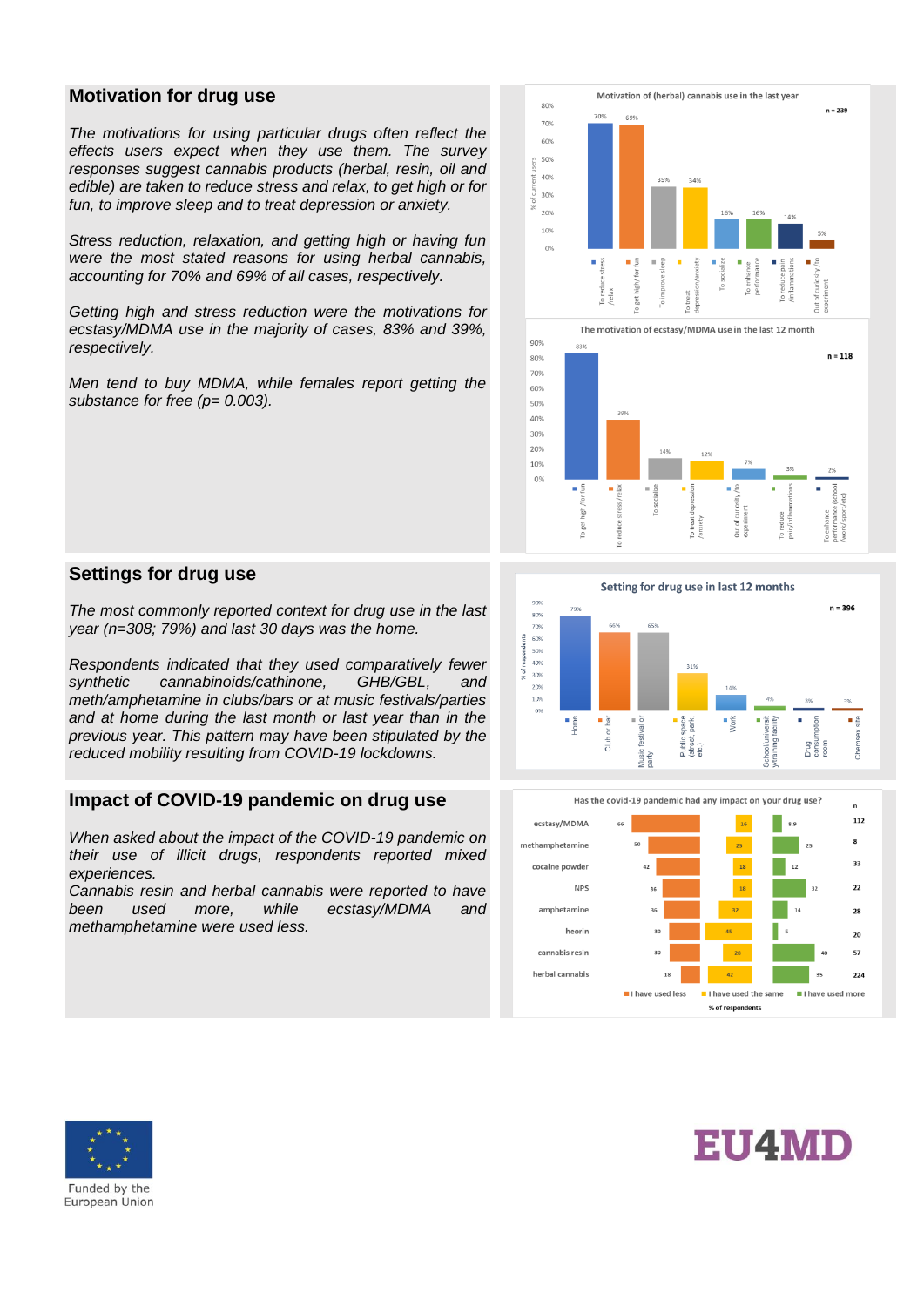## Motivation for drug use

*The motivations for using particular drugs often reflect the effects users expect when they use them. The survey responses suggest cannabis products (herbal, resin, oil and edible) are taken to reduce stress and relax, to get high or for fun, to improve sleep and to treat depression or anxiety.*

*Stress reduction, relaxation, and getting high or having fun were the most stated reasons for using herbal cannabis, accounting for 70% and 69% of all cases, respectively.*

*Getting high and stress reduction were the motivations for ecstasy/MDMA use in the majority of cases, 83% and 39%, respectively.*

*Men tend to buy MDMA, while females report getting the substance for free (p= 0.003).*

**Motivation of (herbal) cannabis use in the last year** (n = 239)

| Motivation | % of current users |
|---|---|
| To reduce stress /relax | 70% |
| To get high/ for fun | 69% |
| To improve sleep | 35% |
| To treat depression/anxiety | 34% |
| To socialize | 16% |
| To enhance performance | 16% |
| To reduce pain /inflammations | 14% |
| Out of curiosity /to experiment | 5% |

**The motivation of ecstasy/MDMA use in the last 12 month** (n = 118)

| Motivation | % |
|---|---|
| To get high /for fun | 83% |
| To reduce stress /relax | 39% |
| To socialize | 14% |
| To treat depression /anxiety | 12% |
| Out of curiosity /to experiment | 7% |
| To reduce pain/inflammations | 3% |
| To enhance performance (school /work/ sport/etc) | 2% |

## Settings for drug use

*The most commonly reported context for drug use in the last year (n=308; 79%) and last 30 days was the home.*

*Respondents indicated that they used comparatively fewer synthetic cannabinoids/cathinone, GHB/GBL, and meth/amphetamine in clubs/bars or at music festivals/parties and at home during the last month or last year than in the previous year. This pattern may have been stipulated by the reduced mobility resulting from COVID-19 lockdowns.*

**Setting for drug use in last 12 months** (n = 396)

| Setting | % of respondents |
|---|---|
| Home | 79% |
| Club or bar | 66% |
| Music festival or party | 65% |
| Public space (street, park, etc.) | 31% |
| Work | 14% |
| School/university/training facility | 4% |
| Drug consumption room | 3% |
| Chemsex site | 3% |

## Impact of COVID-19 pandemic on drug use

*When asked about the impact of the COVID-19 pandemic on their use of illicit drugs, respondents reported mixed experiences.*
*Cannabis resin and herbal cannabis were reported to have been used more, while ecstasy/MDMA and methamphetamine were used less.*

**Has the covid-19 pandemic had any impact on your drug use?** (% of respondents)

| Drug | I have used less | I have used the same | I have used more | n |
|---|---|---|---|---|
| ecstasy/MDMA | 66 | 16 | 8.9 | 112 |
| methamphetamine | 50 | 25 | 25 | 8 |
| cocaine powder | 42 | 18 | 12 | 33 |
| NPS | 36 | 18 | 32 | 22 |
| amphetamine | 36 | 32 | 14 | 28 |
| heorin | 30 | 45 | 5 | 20 |
| cannabis resin | 30 | 28 | 40 | 57 |
| herbal cannabis | 18 | 42 | 35 | 224 |

Funded by the European Union

EU4MD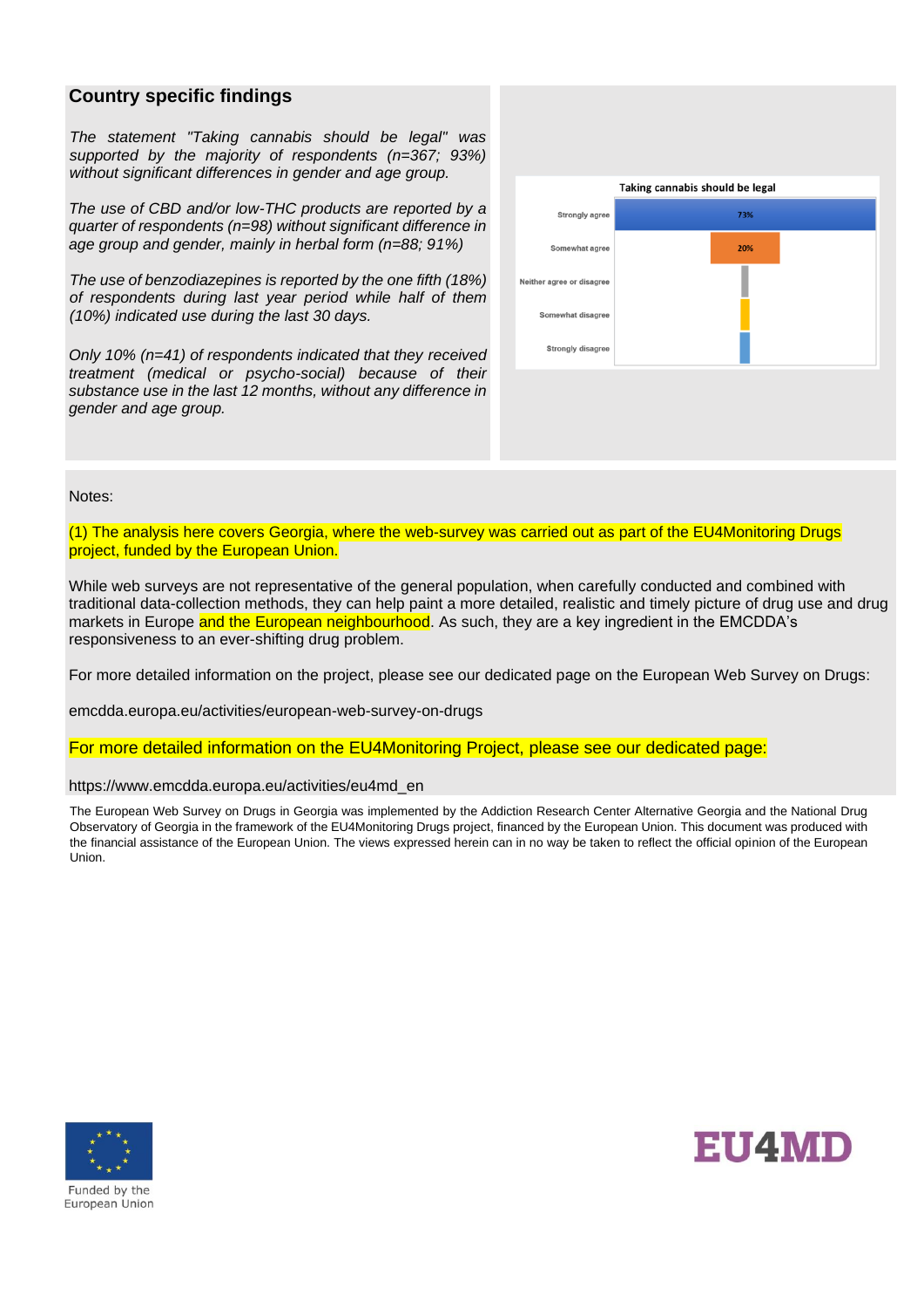## Country specific findings

*The statement "Taking cannabis should be legal" was supported by the majority of respondents (n=367; 93%) without significant differences in gender and age group.*

*The use of CBD and/or low-THC products are reported by a quarter of respondents (n=98) without significant difference in age group and gender, mainly in herbal form (n=88; 91%)*

*The use of benzodiazepines is reported by the one fifth (18%) of respondents during last year period while half of them (10%) indicated use during the last 30 days.*

*Only 10% (n=41) of respondents indicated that they received treatment (medical or psycho-social) because of their substance use in the last 12 months, without any difference in gender and age group.*

Taking cannabis should be legal

Strongly agree

73%

Somewhat agree

20%

Neither agree or disagree

Somewhat disagree

Strongly disagree

Notes:

(1) The analysis here covers Georgia, where the web-survey was carried out as part of the EU4Monitoring Drugs project, funded by the European Union.

While web surveys are not representative of the general population, when carefully conducted and combined with traditional data-collection methods, they can help paint a more detailed, realistic and timely picture of drug use and drug markets in Europe and the European neighbourhood. As such, they are a key ingredient in the EMCDDA's responsiveness to an ever-shifting drug problem.

For more detailed information on the project, please see our dedicated page on the European Web Survey on Drugs:

emcdda.europa.eu/activities/european-web-survey-on-drugs

For more detailed information on the EU4Monitoring Project, please see our dedicated page:

https://www.emcdda.europa.eu/activities/eu4md_en

The European Web Survey on Drugs in Georgia was implemented by the Addiction Research Center Alternative Georgia and the National Drug Observatory of Georgia in the framework of the EU4Monitoring Drugs project, financed by the European Union. This document was produced with the financial assistance of the European Union. The views expressed herein can in no way be taken to reflect the official opinion of the European Union.

Funded by the European Union

EU4MD